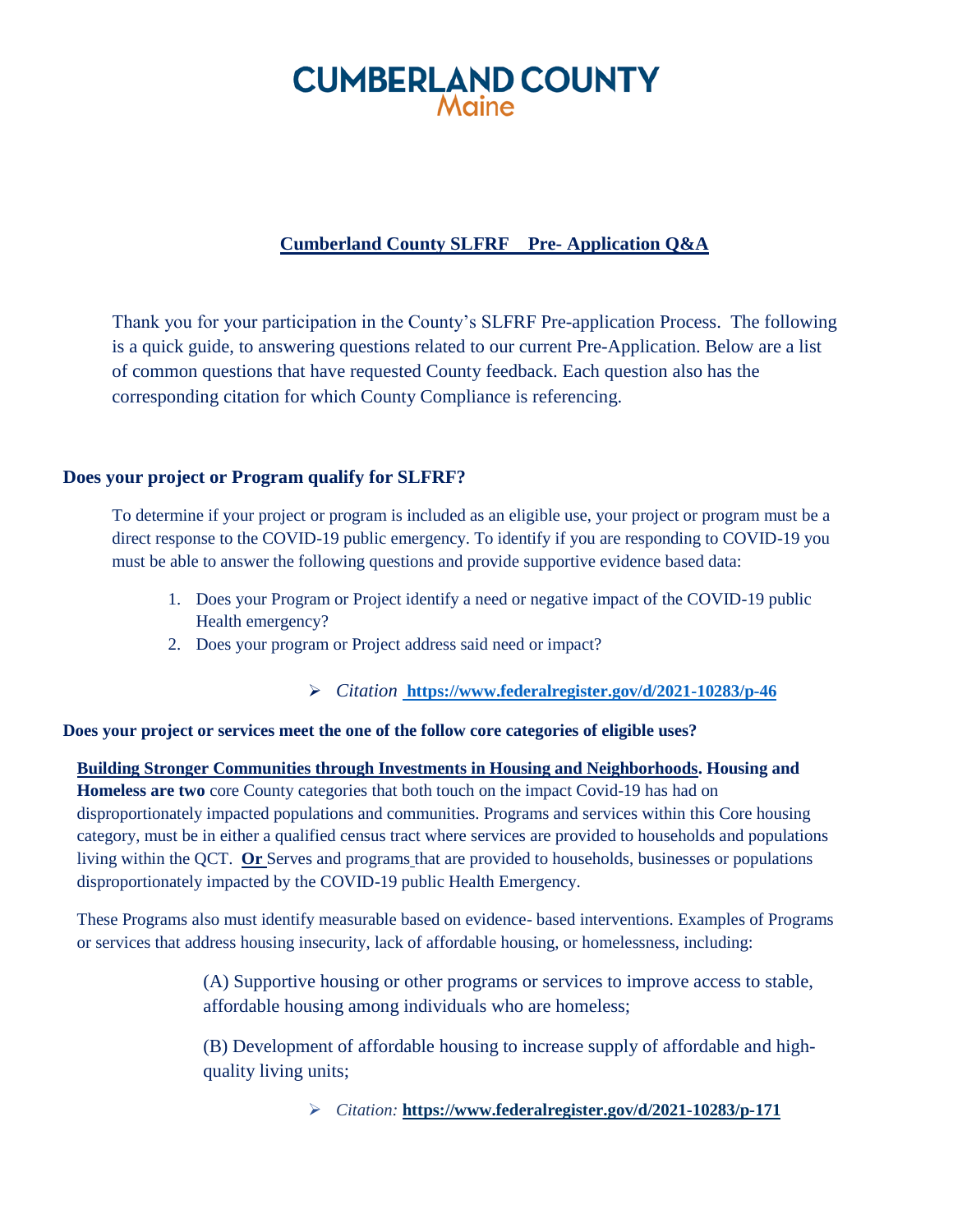# CUMBERLAND COUNTY
Maine

## Cumberland County SLFRF Pre- Application Q&A

Thank you for your participation in the County's SLFRF Pre-application Process. The following is a quick guide, to answering questions related to our current Pre-Application. Below are a list of common questions that have requested County feedback. Each question also has the corresponding citation for which County Compliance is referencing.

### Does your project or Program qualify for SLFRF?

To determine if your project or program is included as an eligible use, your project or program must be a direct response to the COVID-19 public emergency. To identify if you are responding to COVID-19 you must be able to answer the following questions and provide supportive evidence based data:

1. Does your Program or Project identify a need or negative impact of the COVID-19 public Health emergency?
2. Does your program or Project address said need or impact?

- *Citation* **https://www.federalregister.gov/d/2021-10283/p-46**

### Does your project or services meet the one of the follow core categories of eligible uses?

**Building Stronger Communities through Investments in Housing and Neighborhoods. Housing and Homeless are two** core County categories that both touch on the impact Covid-19 has had on disproportionately impacted populations and communities. Programs and services within this Core housing category, must be in either a qualified census tract where services are provided to households and populations living within the QCT. **Or** Serves and programs that are provided to households, businesses or populations disproportionately impacted by the COVID-19 public Health Emergency.

These Programs also must identify measurable based on evidence- based interventions. Examples of Programs or services that address housing insecurity, lack of affordable housing, or homelessness, including:

(A) Supportive housing or other programs or services to improve access to stable, affordable housing among individuals who are homeless;

(B) Development of affordable housing to increase supply of affordable and high-quality living units;

- *Citation:* **https://www.federalregister.gov/d/2021-10283/p-171**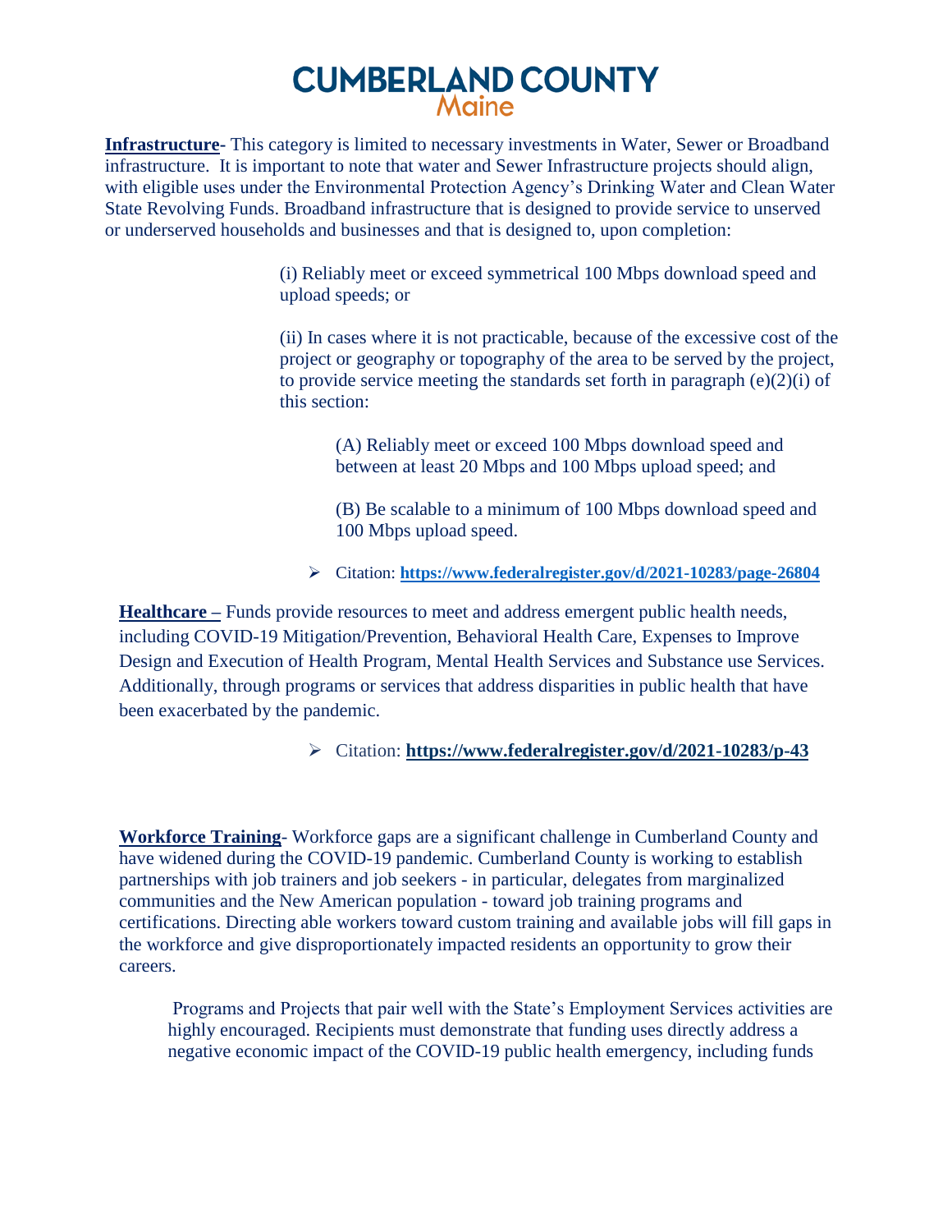**Infrastructure**- This category is limited to necessary investments in Water, Sewer or Broadband infrastructure. It is important to note that water and Sewer Infrastructure projects should align, with eligible uses under the Environmental Protection Agency's Drinking Water and Clean Water State Revolving Funds. Broadband infrastructure that is designed to provide service to unserved or underserved households and businesses and that is designed to, upon completion:

> (i) Reliably meet or exceed symmetrical 100 Mbps download speed and upload speeds; or
>
> (ii) In cases where it is not practicable, because of the excessive cost of the project or geography or topography of the area to be served by the project, to provide service meeting the standards set forth in paragraph (e)(2)(i) of this section:
>
> > (A) Reliably meet or exceed 100 Mbps download speed and between at least 20 Mbps and 100 Mbps upload speed; and
> >
> > (B) Be scalable to a minimum of 100 Mbps download speed and 100 Mbps upload speed.

- Citation: **https://www.federalregister.gov/d/2021-10283/page-26804**

**Healthcare –** Funds provide resources to meet and address emergent public health needs, including COVID-19 Mitigation/Prevention, Behavioral Health Care, Expenses to Improve Design and Execution of Health Program, Mental Health Services and Substance use Services. Additionally, through programs or services that address disparities in public health that have been exacerbated by the pandemic.

- Citation: **https://www.federalregister.gov/d/2021-10283/p-43**

**Workforce Training**- Workforce gaps are a significant challenge in Cumberland County and have widened during the COVID-19 pandemic. Cumberland County is working to establish partnerships with job trainers and job seekers - in particular, delegates from marginalized communities and the New American population - toward job training programs and certifications. Directing able workers toward custom training and available jobs will fill gaps in the workforce and give disproportionately impacted residents an opportunity to grow their careers.

Programs and Projects that pair well with the State's Employment Services activities are highly encouraged. Recipients must demonstrate that funding uses directly address a negative economic impact of the COVID-19 public health emergency, including funds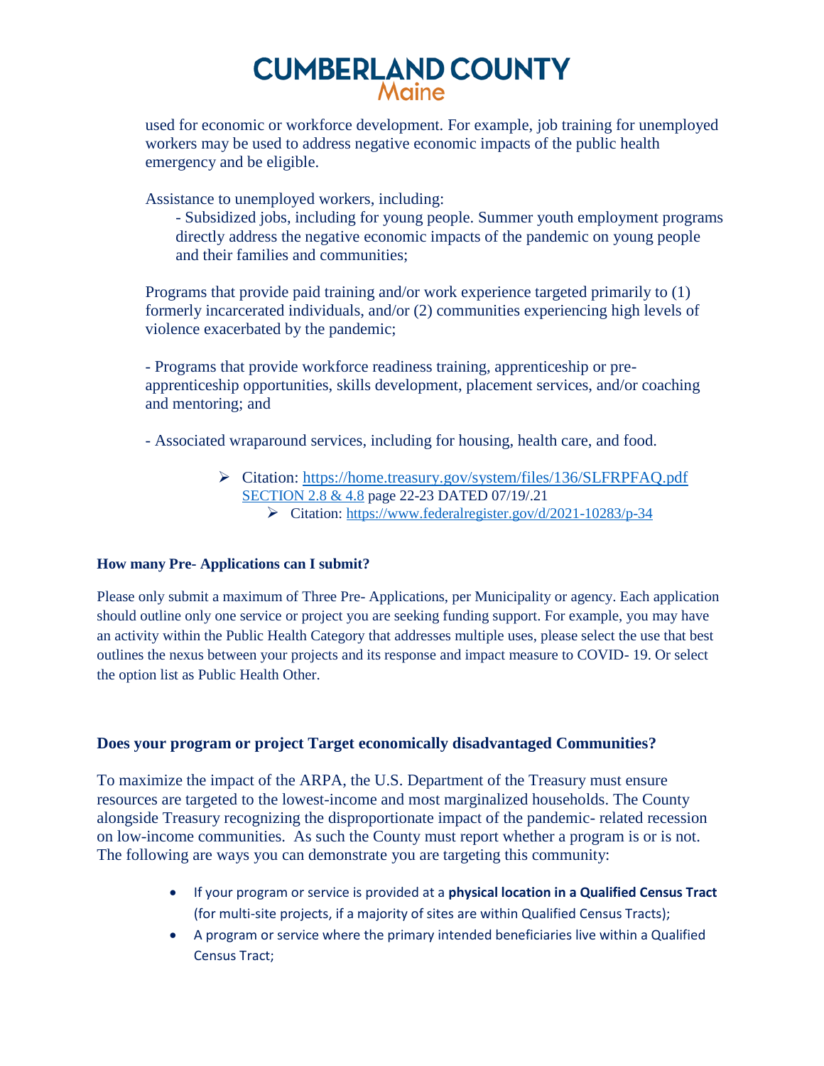used for economic or workforce development. For example, job training for unemployed workers may be used to address negative economic impacts of the public health emergency and be eligible.

Assistance to unemployed workers, including:

- Subsidized jobs, including for young people. Summer youth employment programs directly address the negative economic impacts of the pandemic on young people and their families and communities;

Programs that provide paid training and/or work experience targeted primarily to (1) formerly incarcerated individuals, and/or (2) communities experiencing high levels of violence exacerbated by the pandemic;

- Programs that provide workforce readiness training, apprenticeship or pre-apprenticeship opportunities, skills development, placement services, and/or coaching and mentoring; and

- Associated wraparound services, including for housing, health care, and food.

- Citation: https://home.treasury.gov/system/files/136/SLFRPFAQ.pdf SECTION 2.8 & 4.8 page 22-23 DATED 07/19/.21
  - Citation: https://www.federalregister.gov/d/2021-10283/p-34

**How many Pre- Applications can I submit?**

Please only submit a maximum of Three Pre- Applications, per Municipality or agency. Each application should outline only one service or project you are seeking funding support. For example, you may have an activity within the Public Health Category that addresses multiple uses, please select the use that best outlines the nexus between your projects and its response and impact measure to COVID- 19. Or select the option list as Public Health Other.

**Does your program or project Target economically disadvantaged Communities?**

To maximize the impact of the ARPA, the U.S. Department of the Treasury must ensure resources are targeted to the lowest-income and most marginalized households. The County alongside Treasury recognizing the disproportionate impact of the pandemic- related recession on low-income communities. As such the County must report whether a program is or is not. The following are ways you can demonstrate you are targeting this community:

- If your program or service is provided at a **physical location in a Qualified Census Tract** (for multi-site projects, if a majority of sites are within Qualified Census Tracts);
- A program or service where the primary intended beneficiaries live within a Qualified Census Tract;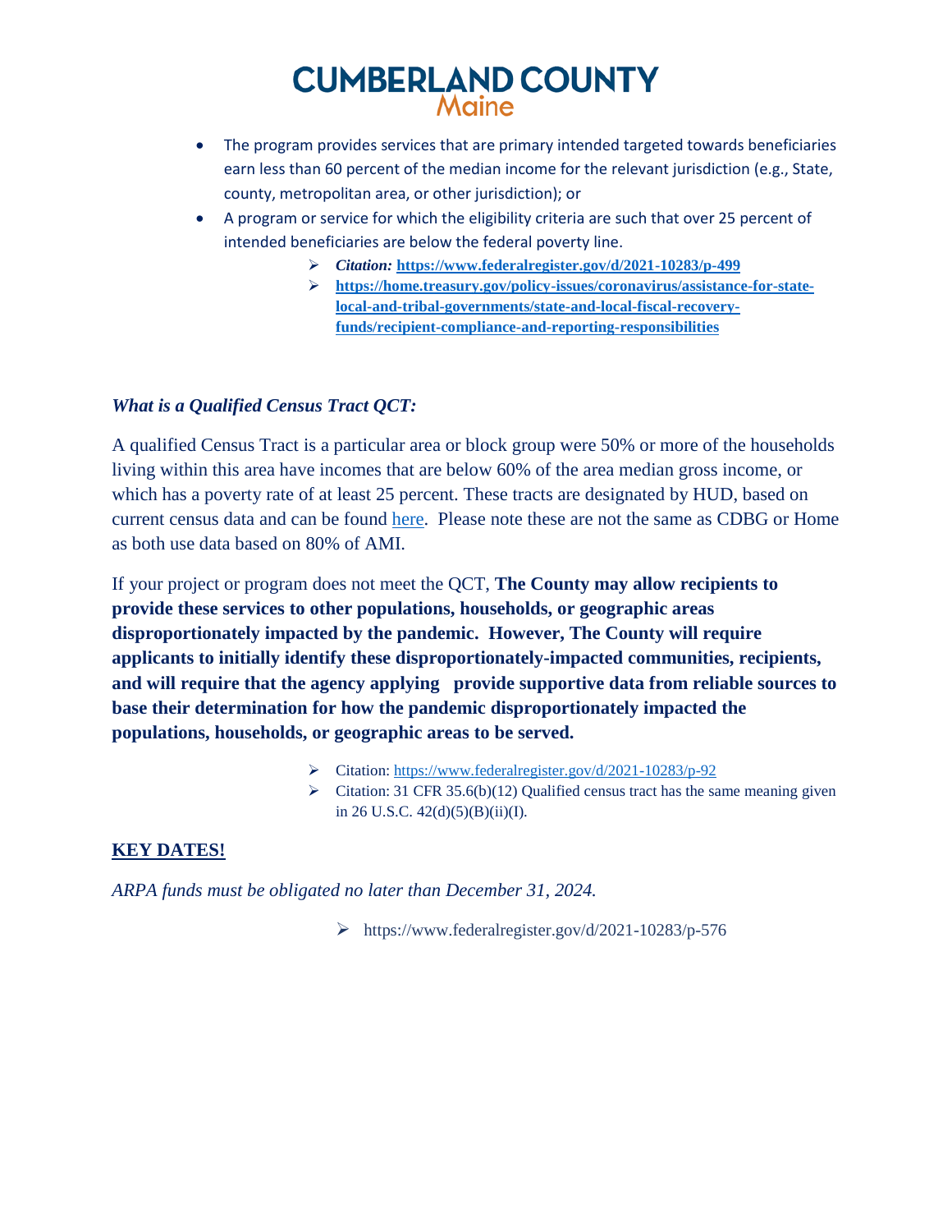- The program provides services that are primary intended targeted towards beneficiaries earn less than 60 percent of the median income for the relevant jurisdiction (e.g., State, county, metropolitan area, or other jurisdiction); or
- A program or service for which the eligibility criteria are such that over 25 percent of intended beneficiaries are below the federal poverty line.
  - ***Citation:*** **https://www.federalregister.gov/d/2021-10283/p-499**
  - **https://home.treasury.gov/policy-issues/coronavirus/assistance-for-state-local-and-tribal-governments/state-and-local-fiscal-recovery-funds/recipient-compliance-and-reporting-responsibilities**

### *What is a Qualified Census Tract QCT:*

A qualified Census Tract is a particular area or block group were 50% or more of the households living within this area have incomes that are below 60% of the area median gross income, or which has a poverty rate of at least 25 percent. These tracts are designated by HUD, based on current census data and can be found here. Please note these are not the same as CDBG or Home as both use data based on 80% of AMI.

If your project or program does not meet the QCT, **The County may allow recipients to provide these services to other populations, households, or geographic areas disproportionately impacted by the pandemic. However, The County will require applicants to initially identify these disproportionately-impacted communities, recipients, and will require that the agency applying provide supportive data from reliable sources to base their determination for how the pandemic disproportionately impacted the populations, households, or geographic areas to be served.**

- Citation: https://www.federalregister.gov/d/2021-10283/p-92
- Citation: 31 CFR 35.6(b)(12) Qualified census tract has the same meaning given in 26 U.S.C. 42(d)(5)(B)(ii)(I).

### **KEY DATES!**

*ARPA funds must be obligated no later than December 31, 2024.*

- https://www.federalregister.gov/d/2021-10283/p-576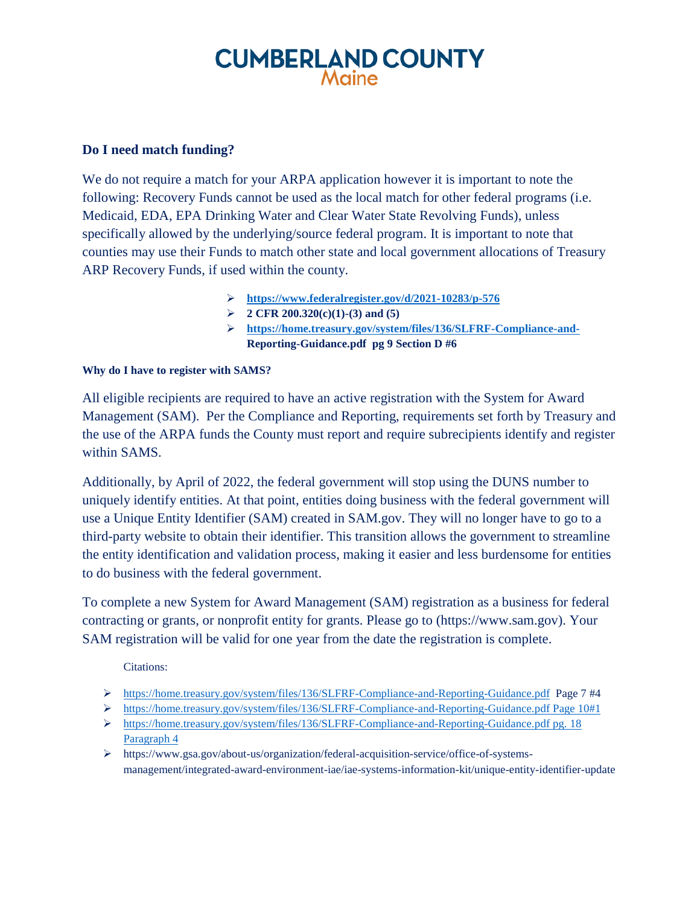# CUMBERLAND COUNTY
Maine

**Do I need match funding?**

We do not require a match for your ARPA application however it is important to note the following: Recovery Funds cannot be used as the local match for other federal programs (i.e. Medicaid, EDA, EPA Drinking Water and Clear Water State Revolving Funds), unless specifically allowed by the underlying/source federal program. It is important to note that counties may use their Funds to match other state and local government allocations of Treasury ARP Recovery Funds, if used within the county.

- **https://www.federalregister.gov/d/2021-10283/p-576**
- **2 CFR 200.320(c)(1)-(3) and (5)**
- **https://home.treasury.gov/system/files/136/SLFRF-Compliance-and-Reporting-Guidance.pdf pg 9 Section D #6**

**Why do I have to register with SAMS?**

All eligible recipients are required to have an active registration with the System for Award Management (SAM). Per the Compliance and Reporting, requirements set forth by Treasury and the use of the ARPA funds the County must report and require subrecipients identify and register within SAMS.

Additionally, by April of 2022, the federal government will stop using the DUNS number to uniquely identify entities. At that point, entities doing business with the federal government will use a Unique Entity Identifier (SAM) created in SAM.gov. They will no longer have to go to a third-party website to obtain their identifier. This transition allows the government to streamline the entity identification and validation process, making it easier and less burdensome for entities to do business with the federal government.

To complete a new System for Award Management (SAM) registration as a business for federal contracting or grants, or nonprofit entity for grants. Please go to (https://www.sam.gov). Your SAM registration will be valid for one year from the date the registration is complete.

Citations:

- https://home.treasury.gov/system/files/136/SLFRF-Compliance-and-Reporting-Guidance.pdf Page 7 #4
- https://home.treasury.gov/system/files/136/SLFRF-Compliance-and-Reporting-Guidance.pdf Page 10#1
- https://home.treasury.gov/system/files/136/SLFRF-Compliance-and-Reporting-Guidance.pdf pg. 18 Paragraph 4
- https://www.gsa.gov/about-us/organization/federal-acquisition-service/office-of-systems-management/integrated-award-environment-iae/iae-systems-information-kit/unique-entity-identifier-update